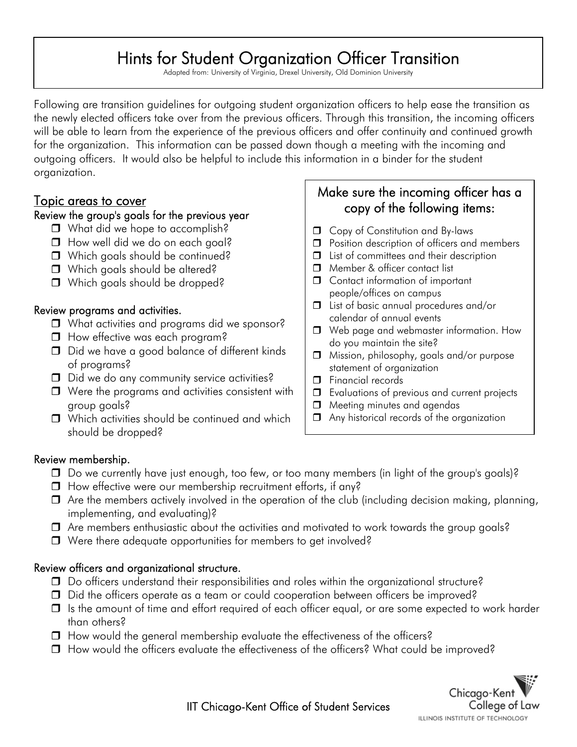# Hints for Student Organization Officer Transition

Adapted from: University of Virginia, Drexel University, Old Dominion University

Following are transition guidelines for outgoing student organization officers to help ease the transition as the newly elected officers take over from the previous officers. Through this transition, the incoming officers will be able to learn from the experience of the previous officers and offer continuity and continued growth for the organization. This information can be passed down though a meeting with the incoming and outgoing officers. It would also be helpful to include this information in a binder for the student organization.

## Topic areas to cover

### Review the group's goals for the previous year

- ❒ What did we hope to accomplish?
- ❒ How well did we do on each goal?
- ❒ Which goals should be continued?
- ❒ Which goals should be altered?
- ❒ Which goals should be dropped?

### Review programs and activities.

- ❒ What activities and programs did we sponsor?
- ❒ How effective was each program?
- ❒ Did we have a good balance of different kinds of programs?
- ❒ Did we do any community service activities?
- ❒ Were the programs and activities consistent with group goals?
- ❒ Which activities should be continued and which should be dropped?

### Make sure the incoming officer has a copy of the following items:

- ❒ Copy of Constitution and By-laws
- ❒ Position description of officers and members
- ❒ List of committees and their description
- ❒ Member & officer contact list
- ❒ Contact information of important people/offices on campus
- ❒ List of basic annual procedures and/or calendar of annual events
- ❒ Web page and webmaster information. How do you maintain the site?
- ❒ Mission, philosophy, goals and/or purpose statement of organization
- ❒ Financial records
- ❒ Evaluations of previous and current projects
- ❒ Meeting minutes and agendas
- ❒ Any historical records of the organization

### Review membership.

- ❒ Do we currently have just enough, too few, or too many members (in light of the group's goals)?
- ❒ How effective were our membership recruitment efforts, if any?
- ❒ Are the members actively involved in the operation of the club (including decision making, planning, implementing, and evaluating)?
- ❒ Are members enthusiastic about the activities and motivated to work towards the group goals?
- ❒ Were there adequate opportunities for members to get involved?

### Review officers and organizational structure.

- ❒ Do officers understand their responsibilities and roles within the organizational structure?
- ❒ Did the officers operate as a team or could cooperation between officers be improved?
- ❒ Is the amount of time and effort required of each officer equal, or are some expected to work harder than others?
- ❒ How would the general membership evaluate the effectiveness of the officers?
- ❒ How would the officers evaluate the effectiveness of the officers? What could be improved?

IIT Chicago-Kent Office of Student Services

Chicago-Kent College of Law
ILLINOIS INSTITUTE OF TECHNOLOGY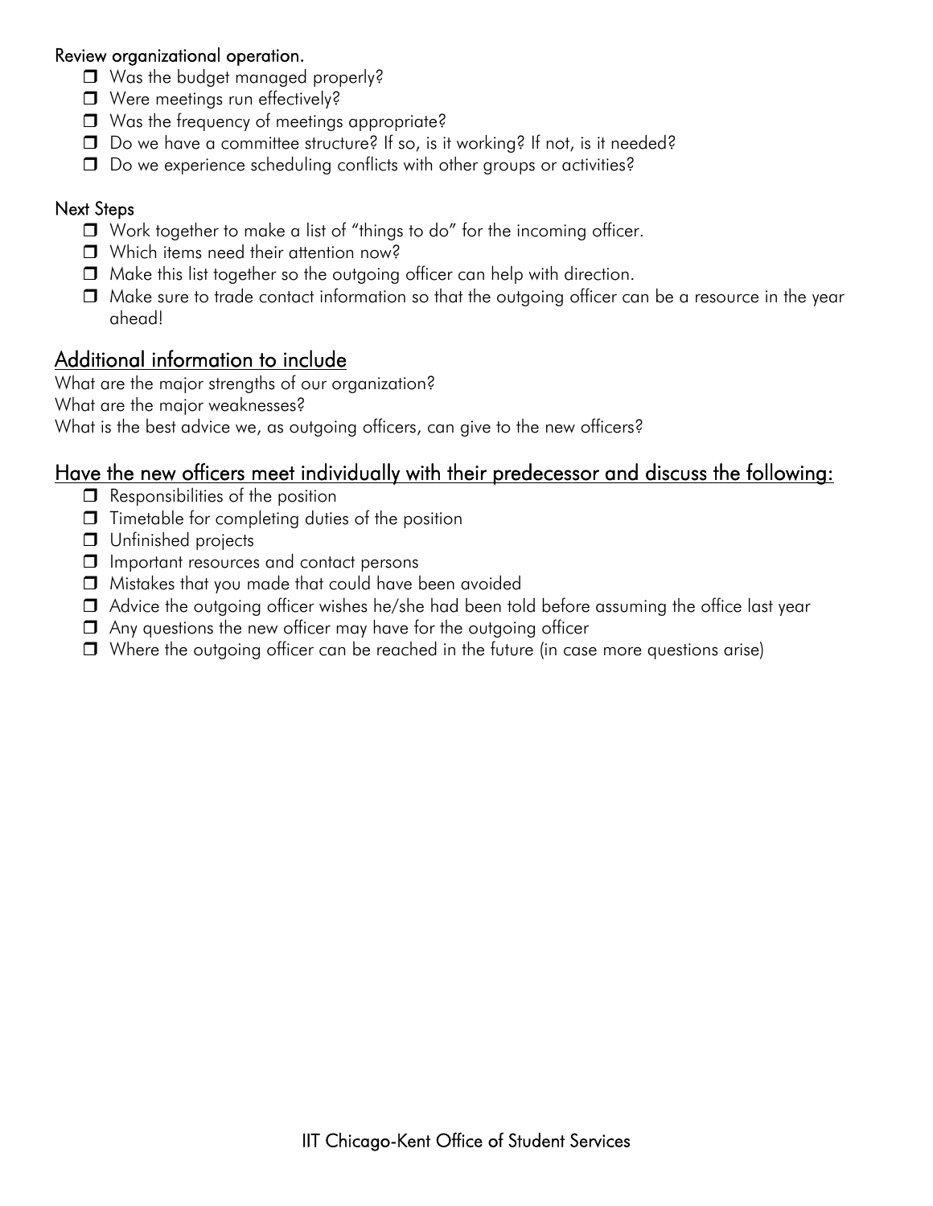Review organizational operation.

- Was the budget managed properly?
- Were meetings run effectively?
- Was the frequency of meetings appropriate?
- Do we have a committee structure? If so, is it working? If not, is it needed?
- Do we experience scheduling conflicts with other groups or activities?

Next Steps

- Work together to make a list of "things to do" for the incoming officer.
- Which items need their attention now?
- Make this list together so the outgoing officer can help with direction.
- Make sure to trade contact information so that the outgoing officer can be a resource in the year ahead!

## Additional information to include

What are the major strengths of our organization?
What are the major weaknesses?
What is the best advice we, as outgoing officers, can give to the new officers?

## Have the new officers meet individually with their predecessor and discuss the following:

- Responsibilities of the position
- Timetable for completing duties of the position
- Unfinished projects
- Important resources and contact persons
- Mistakes that you made that could have been avoided
- Advice the outgoing officer wishes he/she had been told before assuming the office last year
- Any questions the new officer may have for the outgoing officer
- Where the outgoing officer can be reached in the future (in case more questions arise)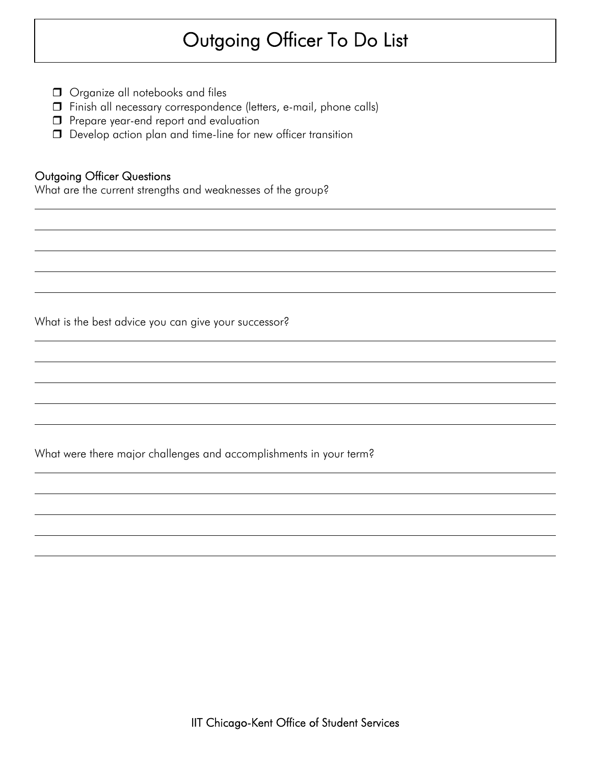# Outgoing Officer To Do List

- ❒ Organize all notebooks and files
- ❒ Finish all necessary correspondence (letters, e-mail, phone calls)
- ❒ Prepare year-end report and evaluation
- ❒ Develop action plan and time-line for new officer transition

## Outgoing Officer Questions

What are the current strengths and weaknesses of the group?

_______________________________________________

_______________________________________________

_______________________________________________

_______________________________________________

_______________________________________________

What is the best advice you can give your successor?

_______________________________________________

_______________________________________________

_______________________________________________

_______________________________________________

_______________________________________________

What were there major challenges and accomplishments in your term?

_______________________________________________

_______________________________________________

_______________________________________________

_______________________________________________

_______________________________________________

IIT Chicago-Kent Office of Student Services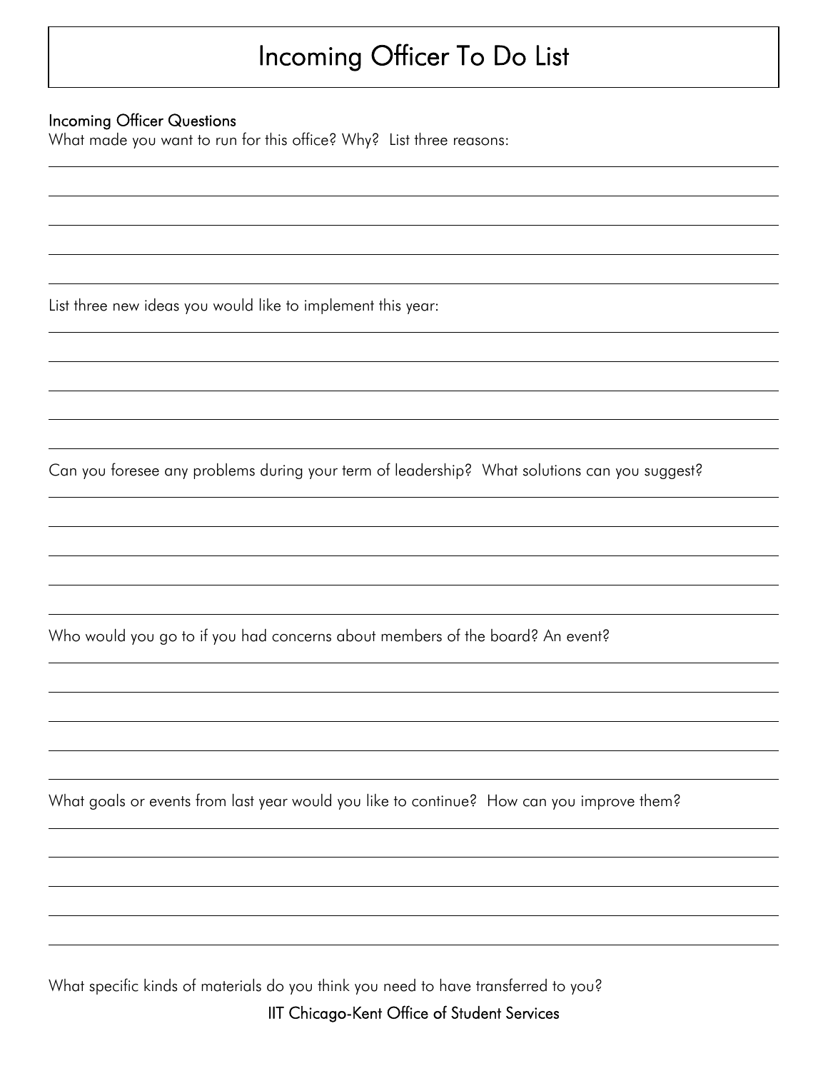# Incoming Officer To Do List

## Incoming Officer Questions

What made you want to run for this office? Why? List three reasons:

List three new ideas you would like to implement this year:

Can you foresee any problems during your term of leadership? What solutions can you suggest?

Who would you go to if you had concerns about members of the board? An event?

What goals or events from last year would you like to continue? How can you improve them?

What specific kinds of materials do you think you need to have transferred to you?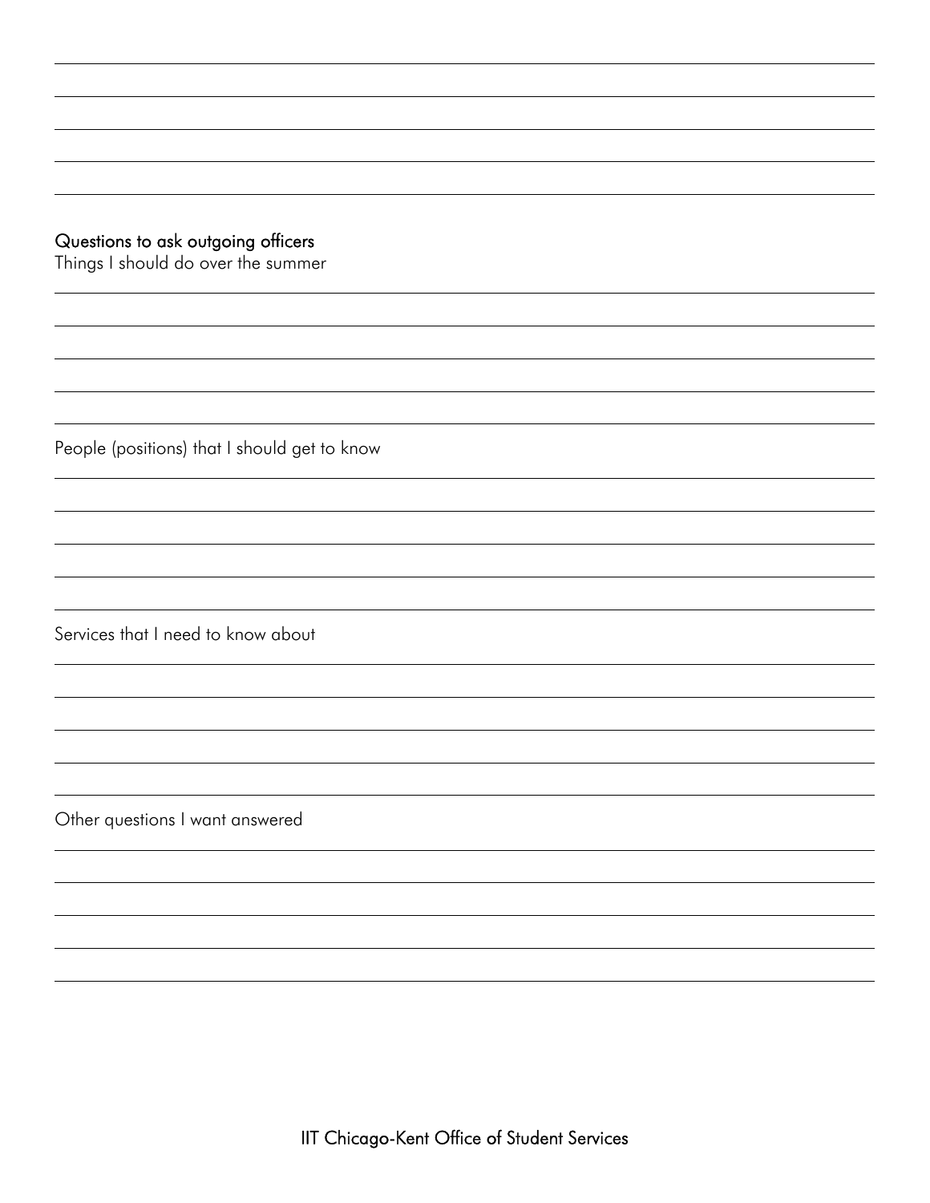## Questions to ask outgoing officers

Things I should do over the summer

People (positions) that I should get to know

Services that I need to know about

Other questions I want answered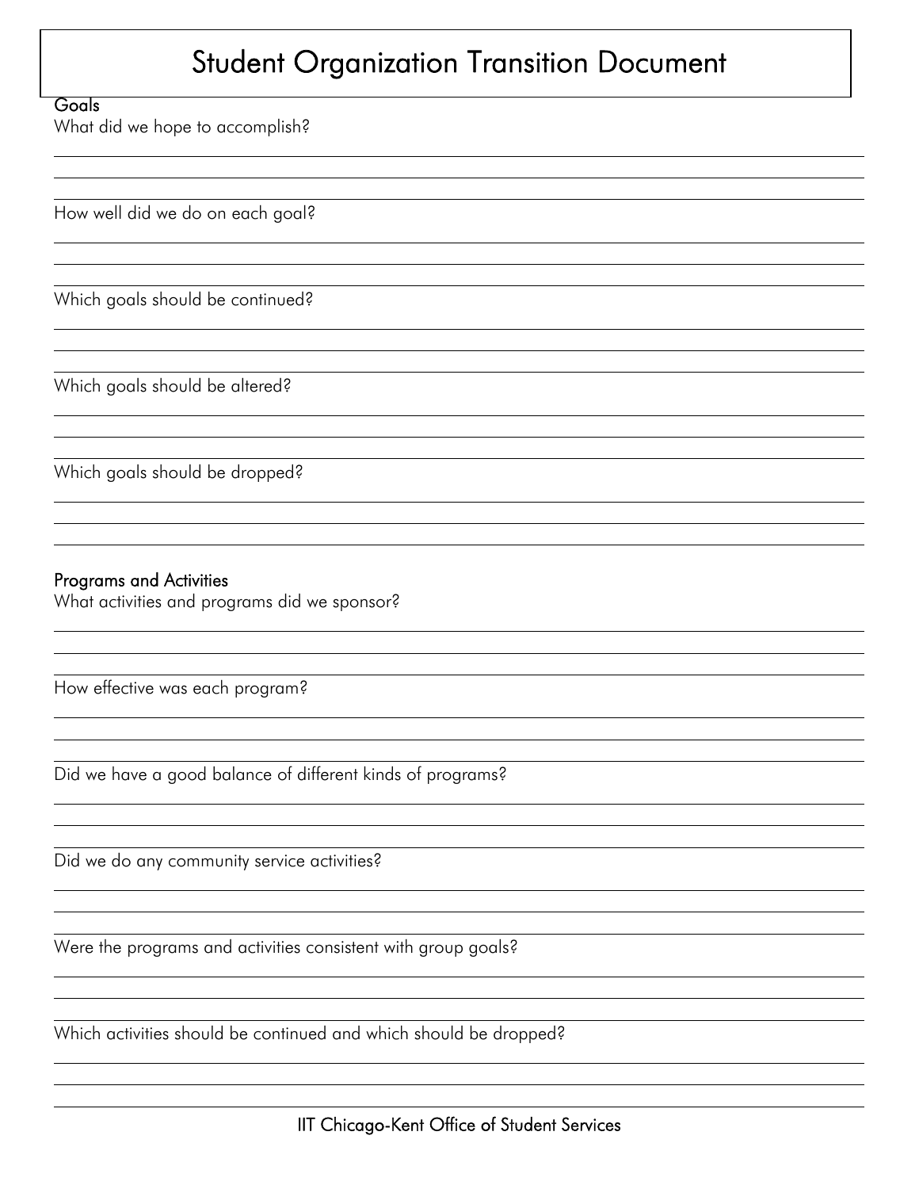# Student Organization Transition Document

## Goals

What did we hope to accomplish?

How well did we do on each goal?

Which goals should be continued?

Which goals should be altered?

Which goals should be dropped?

## Programs and Activities

What activities and programs did we sponsor?

How effective was each program?

Did we have a good balance of different kinds of programs?

Did we do any community service activities?

Were the programs and activities consistent with group goals?

Which activities should be continued and which should be dropped?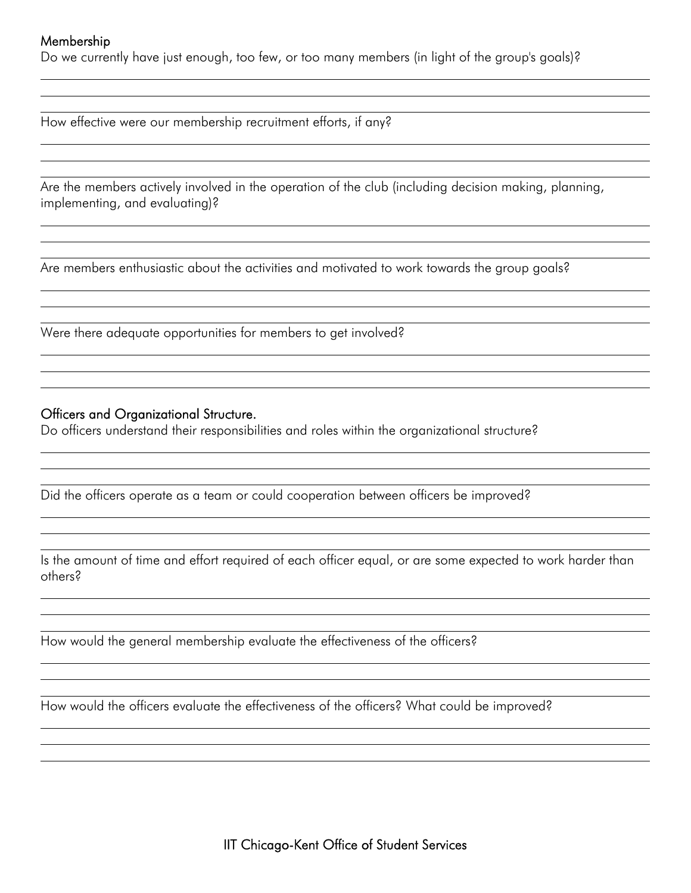## Membership

Do we currently have just enough, too few, or too many members (in light of the group's goals)?

How effective were our membership recruitment efforts, if any?

Are the members actively involved in the operation of the club (including decision making, planning, implementing, and evaluating)?

Are members enthusiastic about the activities and motivated to work towards the group goals?

Were there adequate opportunities for members to get involved?

## Officers and Organizational Structure.

Do officers understand their responsibilities and roles within the organizational structure?

Did the officers operate as a team or could cooperation between officers be improved?

Is the amount of time and effort required of each officer equal, or are some expected to work harder than others?

How would the general membership evaluate the effectiveness of the officers?

How would the officers evaluate the effectiveness of the officers? What could be improved?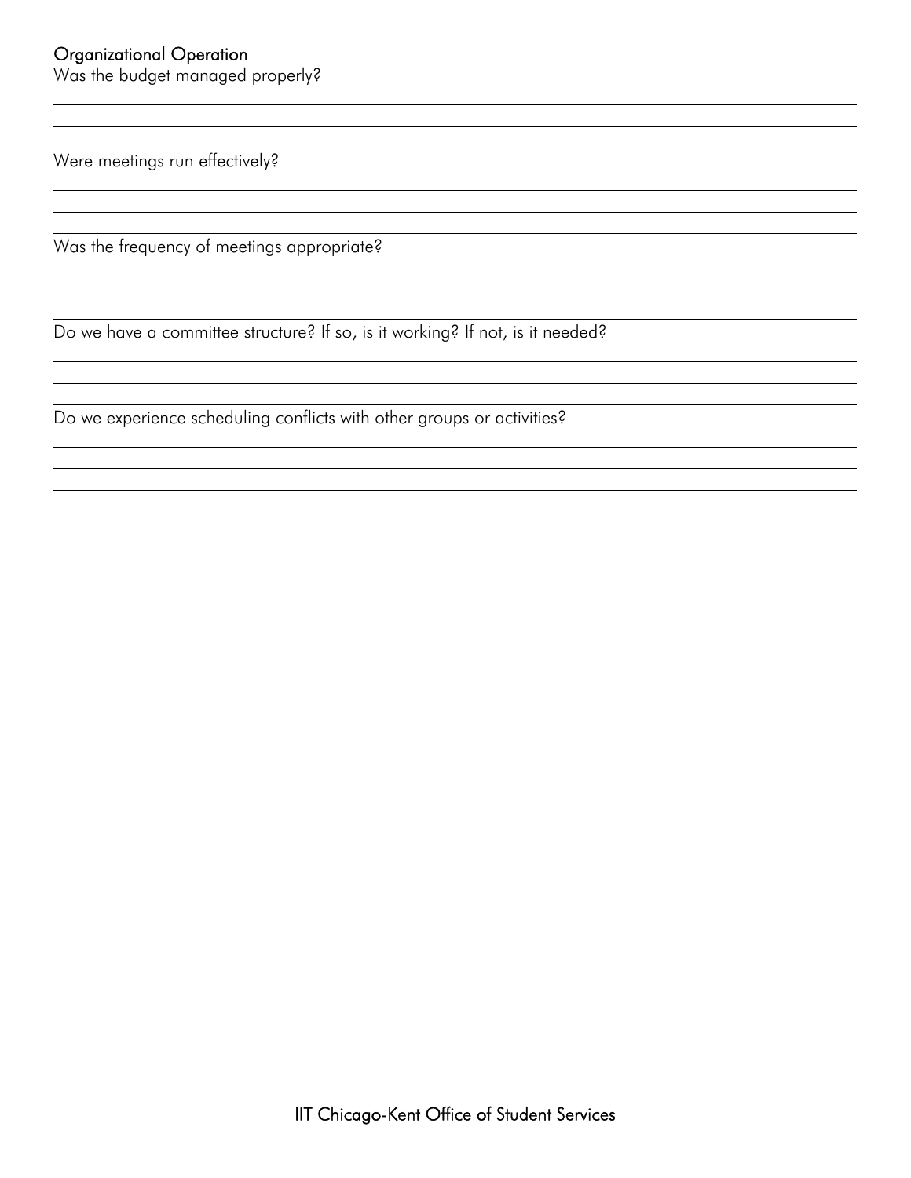### Organizational Operation

Was the budget managed properly?

Were meetings run effectively?

Was the frequency of meetings appropriate?

Do we have a committee structure? If so, is it working? If not, is it needed?

Do we experience scheduling conflicts with other groups or activities?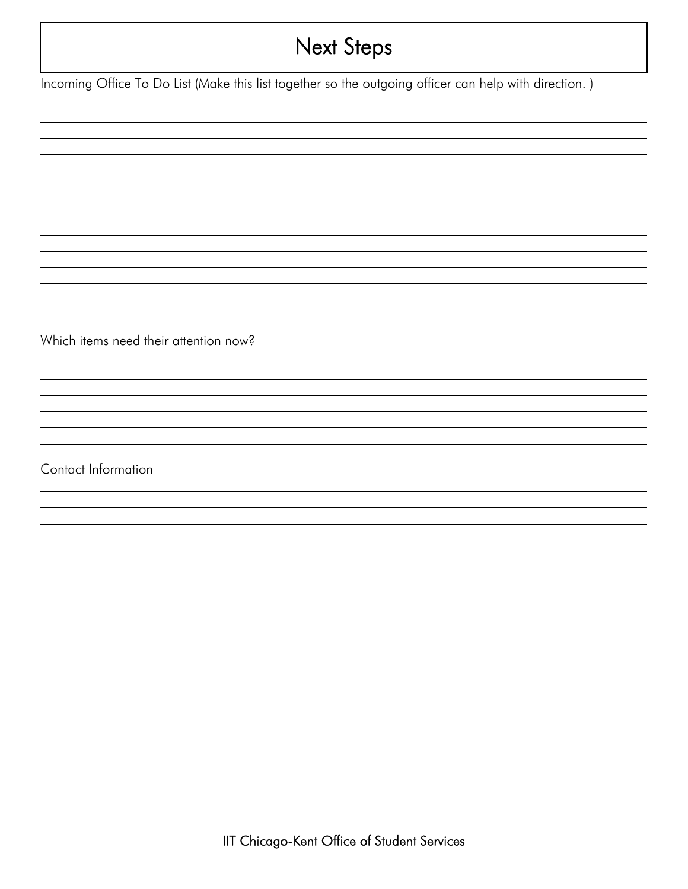# Next Steps

Incoming Office To Do List (Make this list together so the outgoing officer can help with direction. )

Which items need their attention now?

Contact Information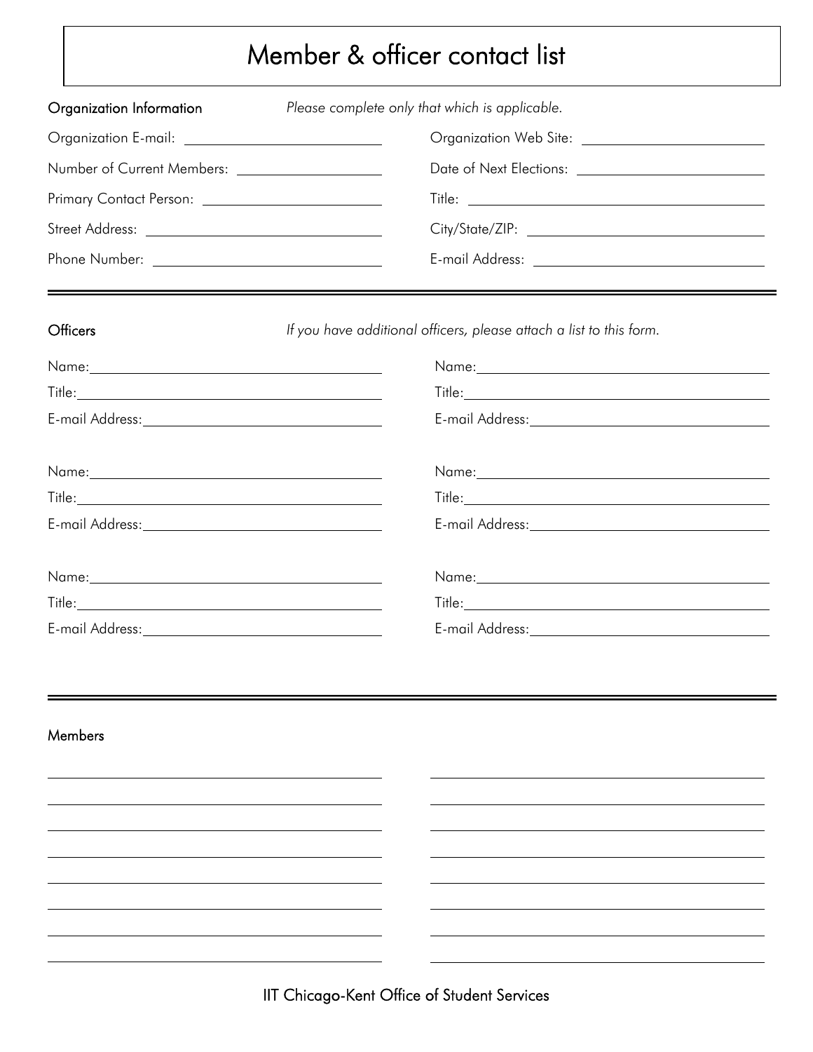# Member & officer contact list

## Organization Information

*Please complete only that which is applicable.*

Organization E-mail: \_\_\_\_\_\_\_\_\_\_\_\_\_\_\_\_\_\_\_\_

Organization Web Site: \_\_\_\_\_\_\_\_\_\_\_\_\_\_\_\_\_\_\_\_

Number of Current Members: \_\_\_\_\_\_\_\_\_\_\_\_\_\_\_\_\_\_\_\_

Date of Next Elections: \_\_\_\_\_\_\_\_\_\_\_\_\_\_\_\_\_\_\_\_

Primary Contact Person: \_\_\_\_\_\_\_\_\_\_\_\_\_\_\_\_\_\_\_\_

Title: \_\_\_\_\_\_\_\_\_\_\_\_\_\_\_\_\_\_\_\_

Street Address: \_\_\_\_\_\_\_\_\_\_\_\_\_\_\_\_\_\_\_\_

City/State/ZIP: \_\_\_\_\_\_\_\_\_\_\_\_\_\_\_\_\_\_\_\_

Phone Number: \_\_\_\_\_\_\_\_\_\_\_\_\_\_\_\_\_\_\_\_

E-mail Address: \_\_\_\_\_\_\_\_\_\_\_\_\_\_\_\_\_\_\_\_

---

## Officers

*If you have additional officers, please attach a list to this form.*

Name: \_\_\_\_\_\_\_\_\_\_\_\_\_\_\_\_\_\_\_\_
Title: \_\_\_\_\_\_\_\_\_\_\_\_\_\_\_\_\_\_\_\_
E-mail Address: \_\_\_\_\_\_\_\_\_\_\_\_\_\_\_\_\_\_\_\_

Name: \_\_\_\_\_\_\_\_\_\_\_\_\_\_\_\_\_\_\_\_
Title: \_\_\_\_\_\_\_\_\_\_\_\_\_\_\_\_\_\_\_\_
E-mail Address: \_\_\_\_\_\_\_\_\_\_\_\_\_\_\_\_\_\_\_\_

Name: \_\_\_\_\_\_\_\_\_\_\_\_\_\_\_\_\_\_\_\_
Title: \_\_\_\_\_\_\_\_\_\_\_\_\_\_\_\_\_\_\_\_
E-mail Address: \_\_\_\_\_\_\_\_\_\_\_\_\_\_\_\_\_\_\_\_

Name: \_\_\_\_\_\_\_\_\_\_\_\_\_\_\_\_\_\_\_\_
Title: \_\_\_\_\_\_\_\_\_\_\_\_\_\_\_\_\_\_\_\_
E-mail Address: \_\_\_\_\_\_\_\_\_\_\_\_\_\_\_\_\_\_\_\_

Name: \_\_\_\_\_\_\_\_\_\_\_\_\_\_\_\_\_\_\_\_
Title: \_\_\_\_\_\_\_\_\_\_\_\_\_\_\_\_\_\_\_\_
E-mail Address: \_\_\_\_\_\_\_\_\_\_\_\_\_\_\_\_\_\_\_\_

Name: \_\_\_\_\_\_\_\_\_\_\_\_\_\_\_\_\_\_\_\_
Title: \_\_\_\_\_\_\_\_\_\_\_\_\_\_\_\_\_\_\_\_
E-mail Address: \_\_\_\_\_\_\_\_\_\_\_\_\_\_\_\_\_\_\_\_

---

## Members

| | |
|---|---|
| | |
| | |
| | |
| | |
| | |
| | |
| | |
| | |

IIT Chicago-Kent Office of Student Services